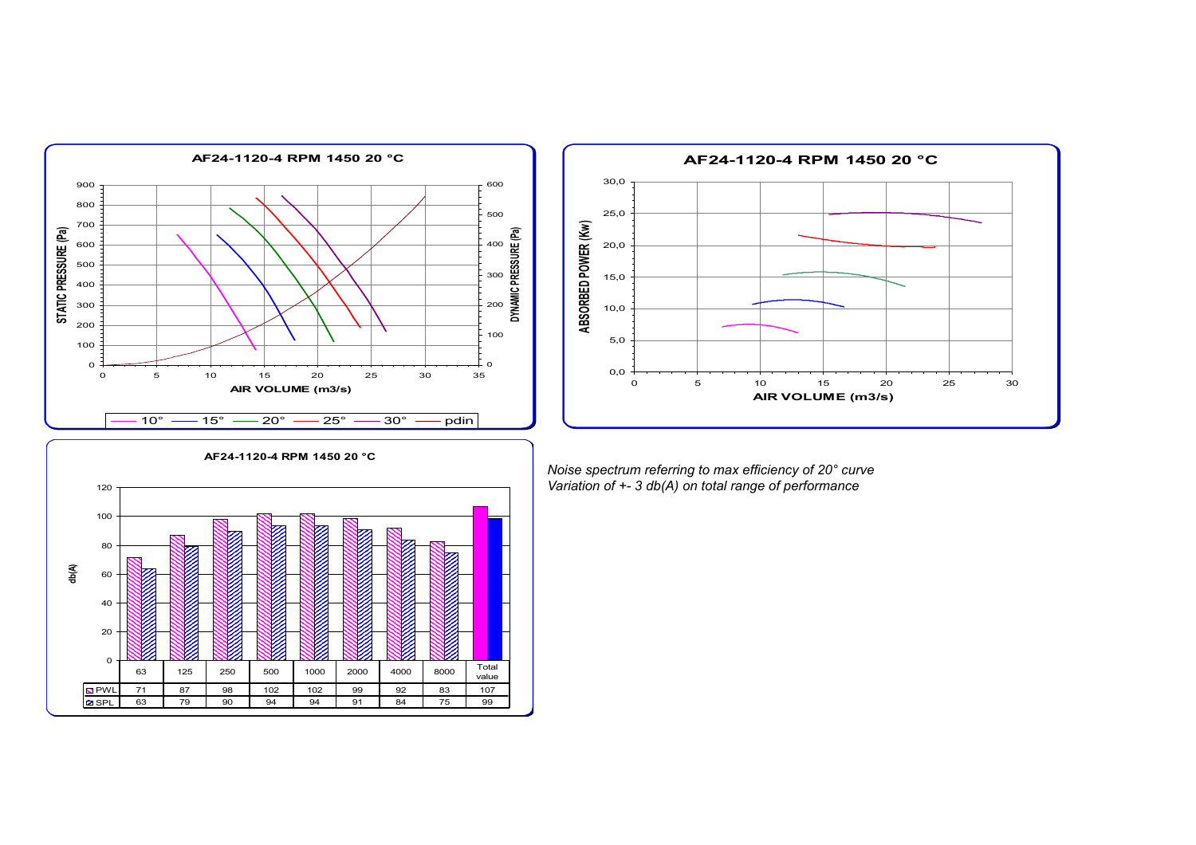## AF24-1120-4 RPM 1450 20 °C

STATIC PRESSURE (Pa) / DYNAMIC PRESSURE (Pa) vs AIR VOLUME (m3/s)

Legend: 10° — 15° — 20° — 25° — 30° — pdin

## AF24-1120-4 RPM 1450 20 °C

ABSORBED POWER (Kw) vs AIR VOLUME (m3/s)

## AF24-1120-4 RPM 1450 20 °C

db(A)

| | 63 | 125 | 250 | 500 | 1000 | 2000 | 4000 | 8000 | Total value |
|---|---|---|---|---|---|---|---|---|---|
| PWL | 71 | 87 | 98 | 102 | 102 | 99 | 92 | 83 | 107 |
| SPL | 63 | 79 | 90 | 94 | 94 | 91 | 84 | 75 | 99 |

*Noise spectrum referring to max efficiency of 20° curve*
*Variation of +- 3 db(A) on total range of performance*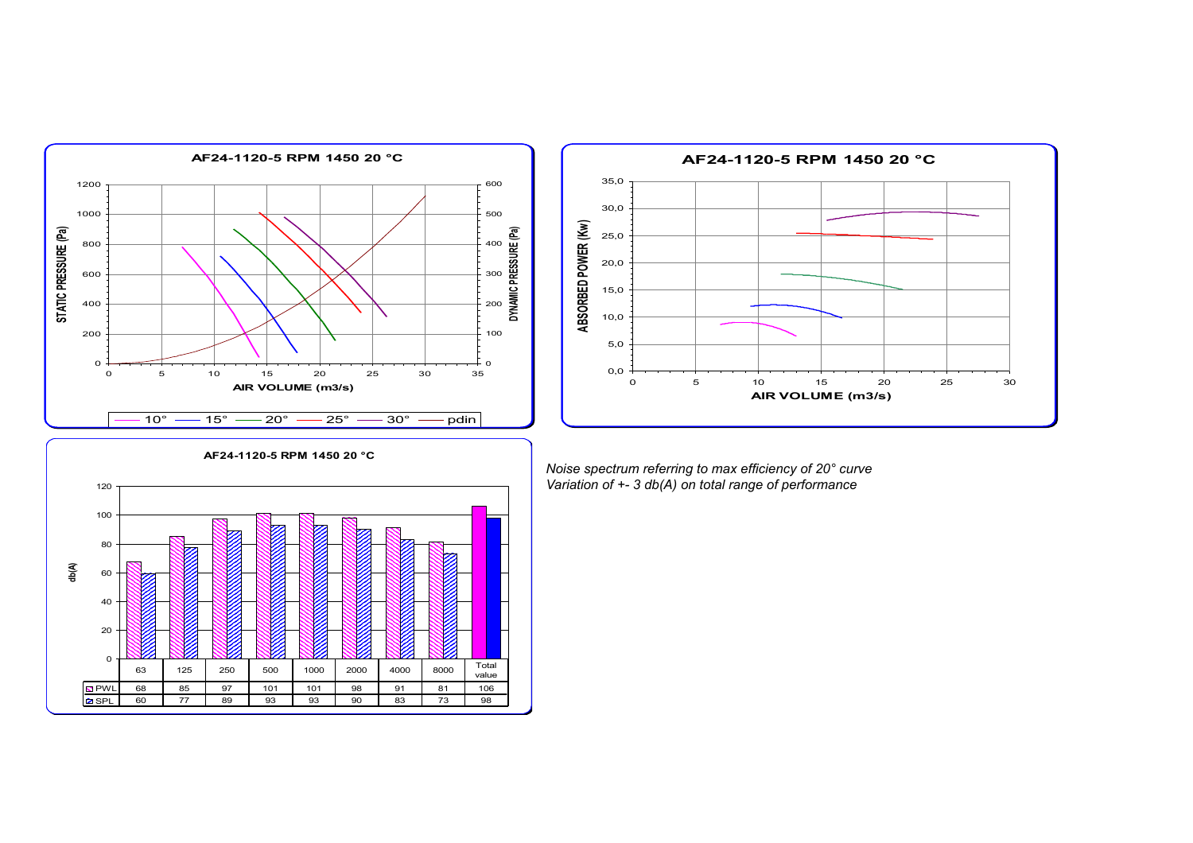**AF24-1120-5 RPM 1450 20 °C**

**AF24-1120-5 RPM 1450 20 °C**

**AF24-1120-5 RPM 1450 20 °C**

| | 63 | 125 | 250 | 500 | 1000 | 2000 | 4000 | 8000 | Total value |
|---|---|---|---|---|---|---|---|---|---|
| PWL | 68 | 85 | 97 | 101 | 101 | 98 | 91 | 81 | 106 |
| SPL | 60 | 77 | 89 | 93 | 93 | 90 | 83 | 73 | 98 |

*Noise spectrum referring to max efficiency of 20° curve*
*Variation of +- 3 db(A) on total range of performance*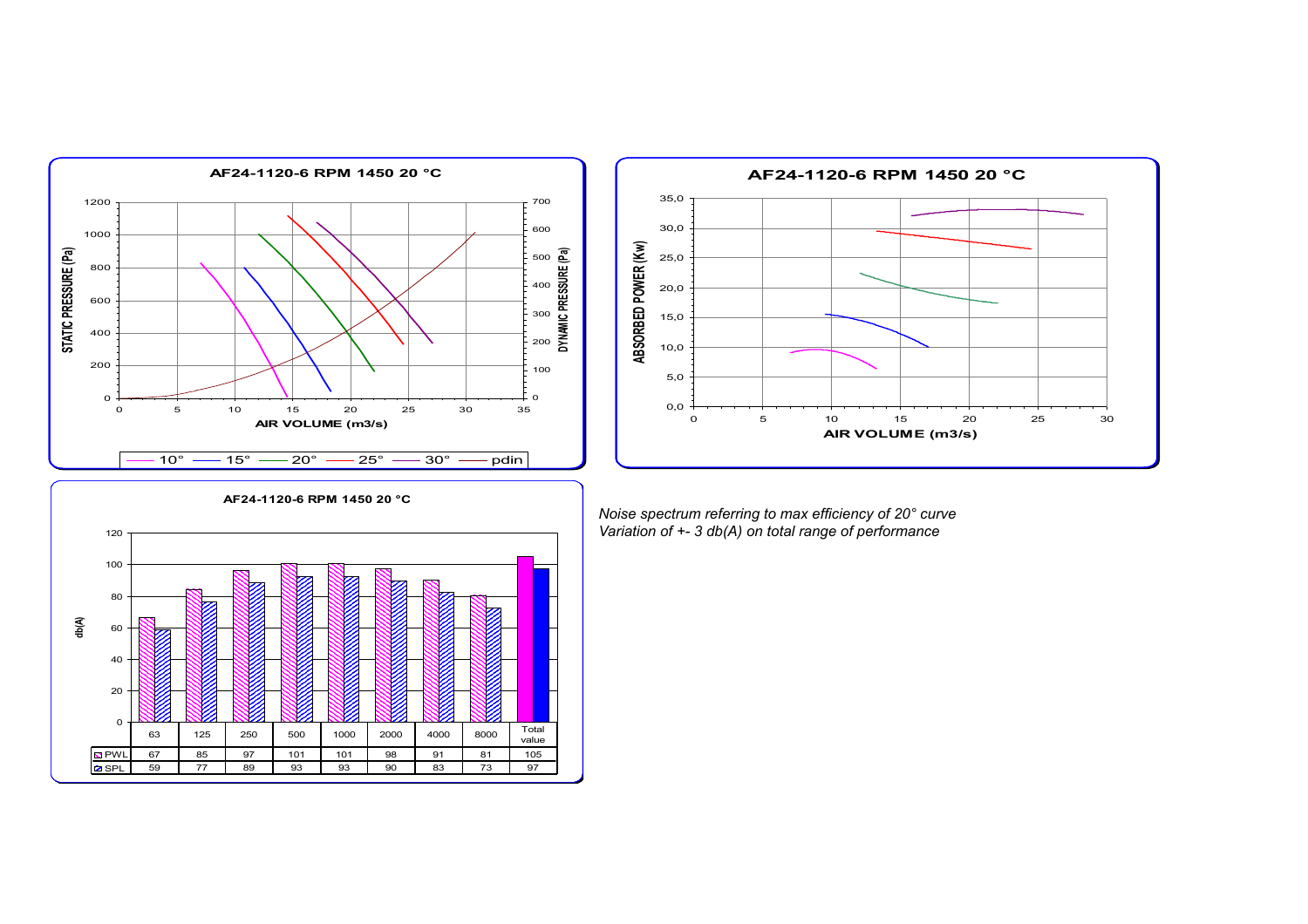## AF24-1120-6 RPM 1450 20 °C

## AF24-1120-6 RPM 1450 20 °C

## AF24-1120-6 RPM 1450 20 °C

| | 63 | 125 | 250 | 500 | 1000 | 2000 | 4000 | 8000 | Total value |
|---|---|---|---|---|---|---|---|---|---|
| PWL | 67 | 85 | 97 | 101 | 101 | 98 | 91 | 81 | 105 |
| SPL | 59 | 77 | 89 | 93 | 93 | 90 | 83 | 73 | 97 |

*Noise spectrum referring to max efficiency of 20° curve*
*Variation of +- 3 db(A) on total range of performance*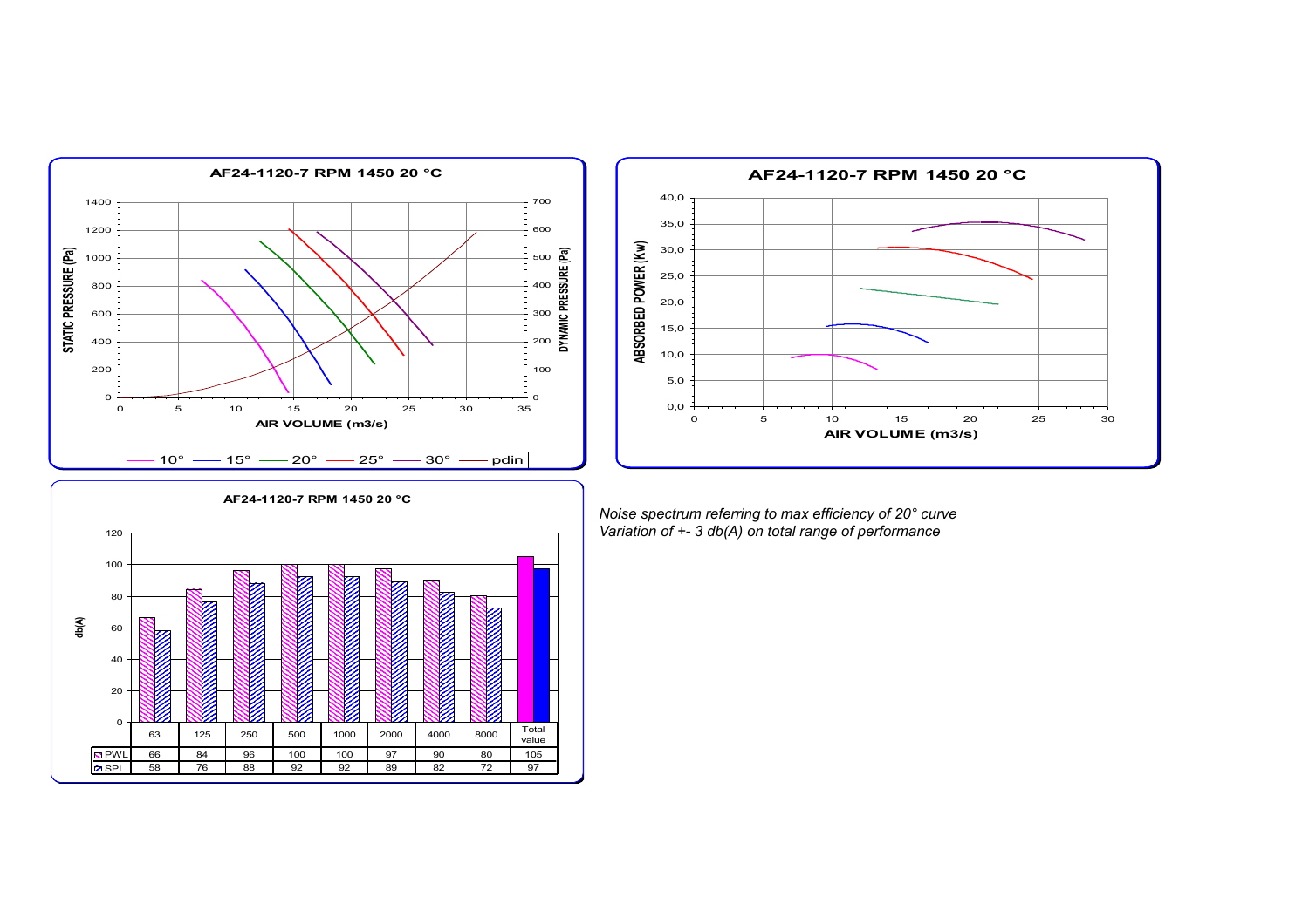**AF24-1120-7 RPM 1450 20 °C**

**AF24-1120-7 RPM 1450 20 °C**

**AF24-1120-7 RPM 1450 20 °C**

| | 63 | 125 | 250 | 500 | 1000 | 2000 | 4000 | 8000 | Total value |
|---|---|---|---|---|---|---|---|---|---|
| PWL | 66 | 84 | 96 | 100 | 100 | 97 | 90 | 80 | 105 |
| SPL | 58 | 76 | 88 | 92 | 92 | 89 | 82 | 72 | 97 |

*Noise spectrum referring to max efficiency of 20° curve*
*Variation of +- 3 db(A) on total range of performance*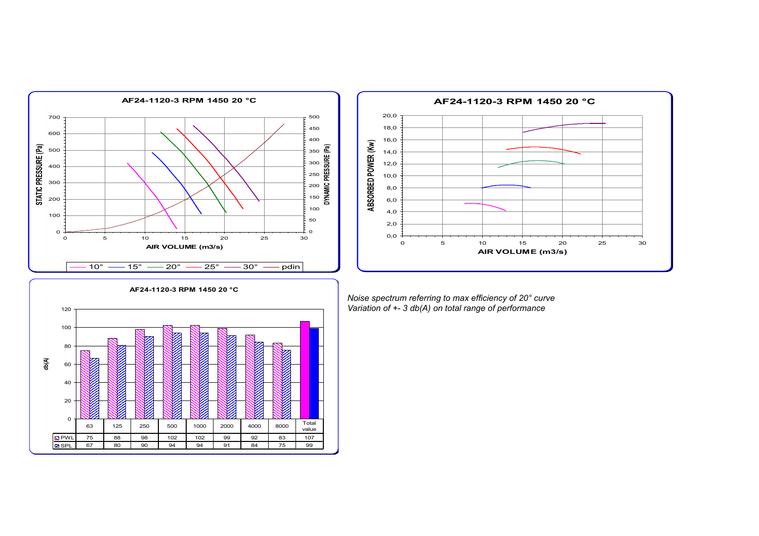AF24-1120-3 RPM 1450 20 °C

STATIC PRESSURE (Pa)

700
600
500
400
300
200
100
0

DYNAMIC PRESSURE (Pa)

500
450
400
350
300
250
200
150
100
50
0

0 5 10 15 20 25 30

AIR VOLUME (m3/s)

10° 15° 20° 25° 30° pdin

AF24-1120-3 RPM 1450 20 °C

ABSORBED POWER (Kw)

20,0
18,0
16,0
14,0
12,0
10,0
8,0
6,0
4,0
2,0
0,0

0 5 10 15 20 25 30

AIR VOLUME (m3/s)

AF24-1120-3 RPM 1450 20 °C

db(A)

120
100
80
60
40
20
0

| | 63 | 125 | 250 | 500 | 1000 | 2000 | 4000 | 8000 | Total value |
|---|---|---|---|---|---|---|---|---|---|
| PWL | 75 | 88 | 98 | 102 | 102 | 99 | 92 | 83 | 107 |
| SPL | 67 | 80 | 90 | 94 | 94 | 91 | 84 | 75 | 99 |

*Noise spectrum referring to max efficiency of 20° curve*
*Variation of +- 3 db(A) on total range of performance*